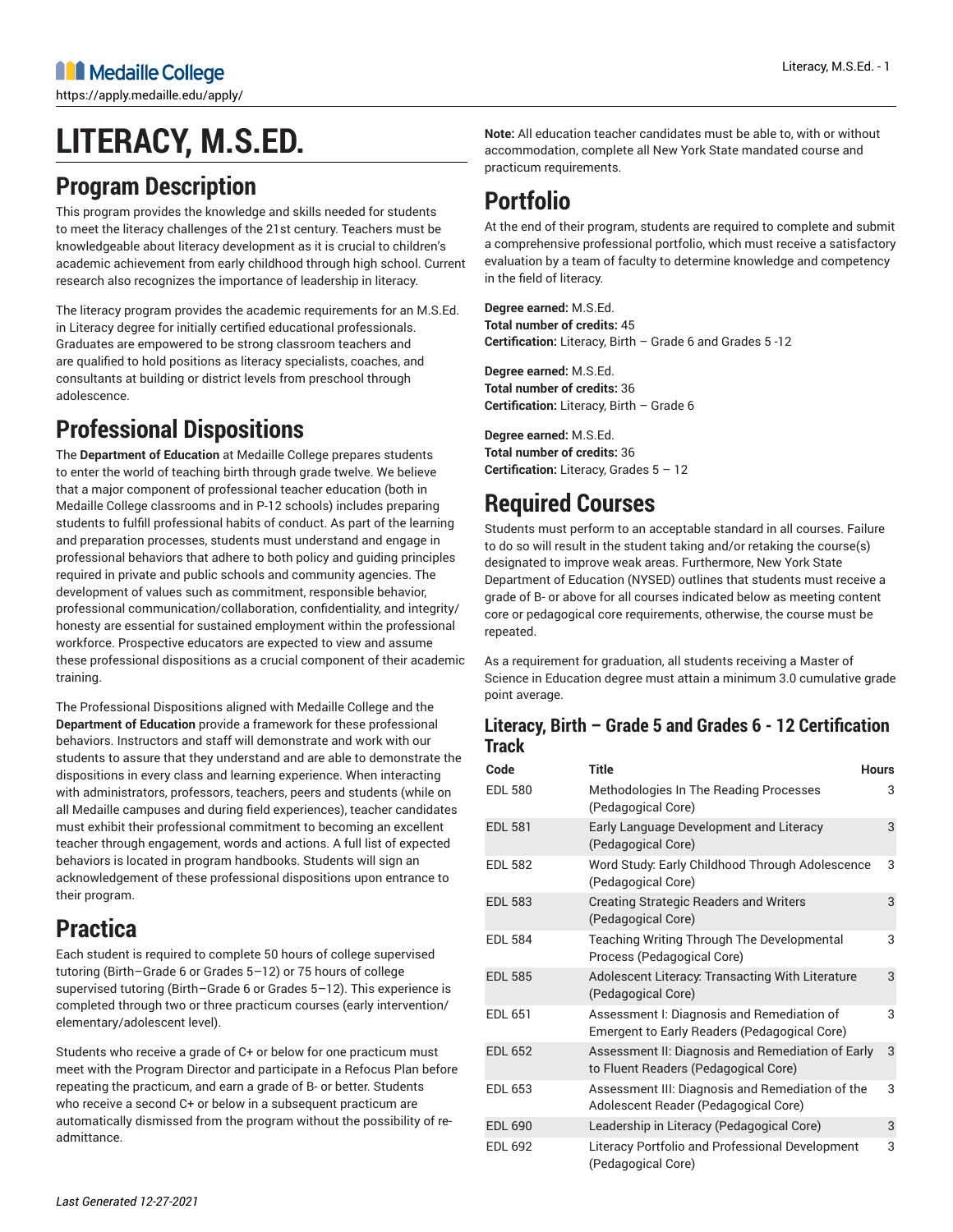# LITERACY, M.S.ED.

## Program Description

This program provides the knowledge and skills needed for students to meet the literacy challenges of the 21st century. Teachers must be knowledgeable about literacy development as it is crucial to children's academic achievement from early childhood through high school. Current research also recognizes the importance of leadership in literacy.

The literacy program provides the academic requirements for an M.S.Ed. in Literacy degree for initially certified educational professionals. Graduates are empowered to be strong classroom teachers and are qualified to hold positions as literacy specialists, coaches, and consultants at building or district levels from preschool through adolescence.

## Professional Dispositions

The **Department of Education** at Medaille College prepares students to enter the world of teaching birth through grade twelve. We believe that a major component of professional teacher education (both in Medaille College classrooms and in P-12 schools) includes preparing students to fulfill professional habits of conduct. As part of the learning and preparation processes, students must understand and engage in professional behaviors that adhere to both policy and guiding principles required in private and public schools and community agencies. The development of values such as commitment, responsible behavior, professional communication/collaboration, confidentiality, and integrity/honesty are essential for sustained employment within the professional workforce. Prospective educators are expected to view and assume these professional dispositions as a crucial component of their academic training.

The Professional Dispositions aligned with Medaille College and the **Department of Education** provide a framework for these professional behaviors. Instructors and staff will demonstrate and work with our students to assure that they understand and are able to demonstrate the dispositions in every class and learning experience. When interacting with administrators, professors, teachers, peers and students (while on all Medaille campuses and during field experiences), teacher candidates must exhibit their professional commitment to becoming an excellent teacher through engagement, words and actions. A full list of expected behaviors is located in program handbooks. Students will sign an acknowledgement of these professional dispositions upon entrance to their program.

## Practica

Each student is required to complete 50 hours of college supervised tutoring (Birth–Grade 6 or Grades 5–12) or 75 hours of college supervised tutoring (Birth–Grade 6 or Grades 5–12). This experience is completed through two or three practicum courses (early intervention/elementary/adolescent level).

Students who receive a grade of C+ or below for one practicum must meet with the Program Director and participate in a Refocus Plan before repeating the practicum, and earn a grade of B- or better. Students who receive a second C+ or below in a subsequent practicum are automatically dismissed from the program without the possibility of re-admittance.

**Note:** All education teacher candidates must be able to, with or without accommodation, complete all New York State mandated course and practicum requirements.

## Portfolio

At the end of their program, students are required to complete and submit a comprehensive professional portfolio, which must receive a satisfactory evaluation by a team of faculty to determine knowledge and competency in the field of literacy.

**Degree earned:** M.S.Ed.
**Total number of credits:** 45
**Certification:** Literacy, Birth – Grade 6 and Grades 5 -12

**Degree earned:** M.S.Ed.
**Total number of credits:** 36
**Certification:** Literacy, Birth – Grade 6

**Degree earned:** M.S.Ed.
**Total number of credits:** 36
**Certification:** Literacy, Grades 5 – 12

## Required Courses

Students must perform to an acceptable standard in all courses. Failure to do so will result in the student taking and/or retaking the course(s) designated to improve weak areas. Furthermore, New York State Department of Education (NYSED) outlines that students must receive a grade of B- or above for all courses indicated below as meeting content core or pedagogical core requirements, otherwise, the course must be repeated.

As a requirement for graduation, all students receiving a Master of Science in Education degree must attain a minimum 3.0 cumulative grade point average.

### Literacy, Birth – Grade 5 and Grades 6 - 12 Certification Track

| Code | Title | Hours |
|---|---|---|
| EDL 580 | Methodologies In The Reading Processes (Pedagogical Core) | 3 |
| EDL 581 | Early Language Development and Literacy (Pedagogical Core) | 3 |
| EDL 582 | Word Study: Early Childhood Through Adolescence (Pedagogical Core) | 3 |
| EDL 583 | Creating Strategic Readers and Writers (Pedagogical Core) | 3 |
| EDL 584 | Teaching Writing Through The Developmental Process (Pedagogical Core) | 3 |
| EDL 585 | Adolescent Literacy: Transacting With Literature (Pedagogical Core) | 3 |
| EDL 651 | Assessment I: Diagnosis and Remediation of Emergent to Early Readers (Pedagogical Core) | 3 |
| EDL 652 | Assessment II: Diagnosis and Remediation of Early to Fluent Readers (Pedagogical Core) | 3 |
| EDL 653 | Assessment III: Diagnosis and Remediation of the Adolescent Reader (Pedagogical Core) | 3 |
| EDL 690 | Leadership in Literacy (Pedagogical Core) | 3 |
| EDL 692 | Literacy Portfolio and Professional Development (Pedagogical Core) | 3 |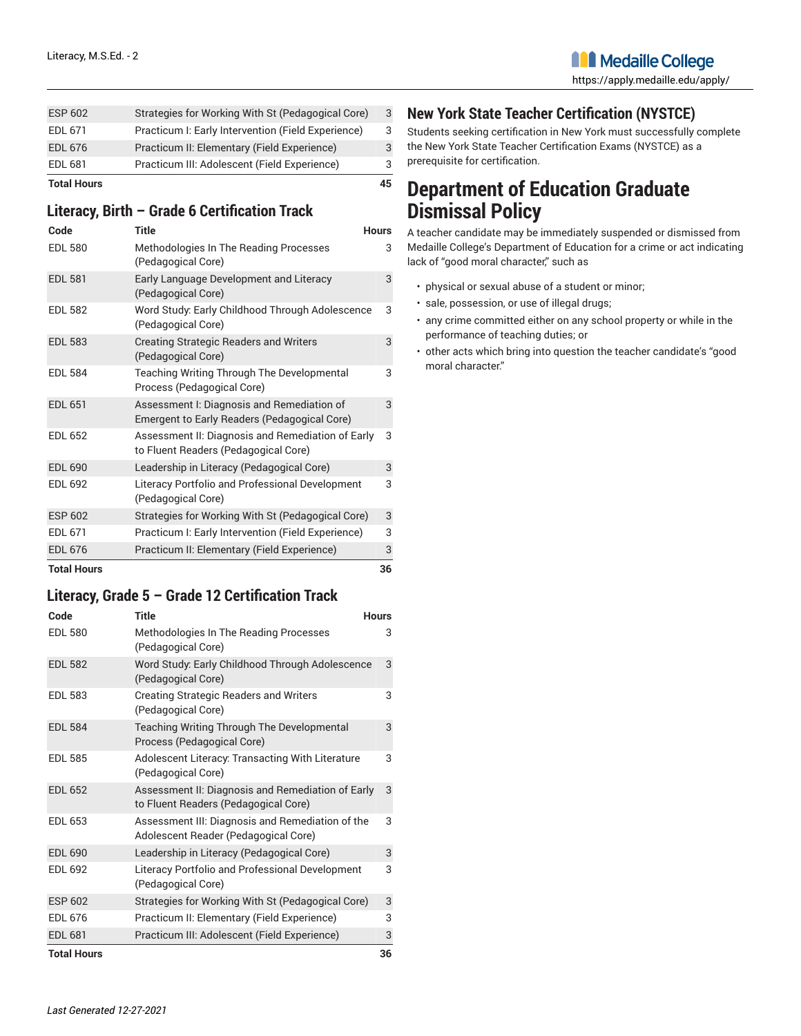| Code | Title | Hours |
|---|---|---|
| ESP 602 | Strategies for Working With St (Pedagogical Core) | 3 |
| EDL 671 | Practicum I: Early Intervention (Field Experience) | 3 |
| EDL 676 | Practicum II: Elementary (Field Experience) | 3 |
| EDL 681 | Practicum III: Adolescent (Field Experience) | 3 |
| **Total Hours** | | **45** |

### Literacy, Birth – Grade 6 Certification Track

| Code | Title | Hours |
|---|---|---|
| EDL 580 | Methodologies In The Reading Processes (Pedagogical Core) | 3 |
| EDL 581 | Early Language Development and Literacy (Pedagogical Core) | 3 |
| EDL 582 | Word Study: Early Childhood Through Adolescence (Pedagogical Core) | 3 |
| EDL 583 | Creating Strategic Readers and Writers (Pedagogical Core) | 3 |
| EDL 584 | Teaching Writing Through The Developmental Process (Pedagogical Core) | 3 |
| EDL 651 | Assessment I: Diagnosis and Remediation of Emergent to Early Readers (Pedagogical Core) | 3 |
| EDL 652 | Assessment II: Diagnosis and Remediation of Early to Fluent Readers (Pedagogical Core) | 3 |
| EDL 690 | Leadership in Literacy (Pedagogical Core) | 3 |
| EDL 692 | Literacy Portfolio and Professional Development (Pedagogical Core) | 3 |
| ESP 602 | Strategies for Working With St (Pedagogical Core) | 3 |
| EDL 671 | Practicum I: Early Intervention (Field Experience) | 3 |
| EDL 676 | Practicum II: Elementary (Field Experience) | 3 |
| **Total Hours** | | **36** |

### Literacy, Grade 5 – Grade 12 Certification Track

| Code | Title | Hours |
|---|---|---|
| EDL 580 | Methodologies In The Reading Processes (Pedagogical Core) | 3 |
| EDL 582 | Word Study: Early Childhood Through Adolescence (Pedagogical Core) | 3 |
| EDL 583 | Creating Strategic Readers and Writers (Pedagogical Core) | 3 |
| EDL 584 | Teaching Writing Through The Developmental Process (Pedagogical Core) | 3 |
| EDL 585 | Adolescent Literacy: Transacting With Literature (Pedagogical Core) | 3 |
| EDL 652 | Assessment II: Diagnosis and Remediation of Early to Fluent Readers (Pedagogical Core) | 3 |
| EDL 653 | Assessment III: Diagnosis and Remediation of the Adolescent Reader (Pedagogical Core) | 3 |
| EDL 690 | Leadership in Literacy (Pedagogical Core) | 3 |
| EDL 692 | Literacy Portfolio and Professional Development (Pedagogical Core) | 3 |
| ESP 602 | Strategies for Working With St (Pedagogical Core) | 3 |
| EDL 676 | Practicum II: Elementary (Field Experience) | 3 |
| EDL 681 | Practicum III: Adolescent (Field Experience) | 3 |
| **Total Hours** | | **36** |

### New York State Teacher Certification (NYSTCE)

Students seeking certification in New York must successfully complete the New York State Teacher Certification Exams (NYSTCE) as a prerequisite for certification.

## Department of Education Graduate Dismissal Policy

A teacher candidate may be immediately suspended or dismissed from Medaille College's Department of Education for a crime or act indicating lack of "good moral character," such as

- physical or sexual abuse of a student or minor;
- sale, possession, or use of illegal drugs;
- any crime committed either on any school property or while in the performance of teaching duties; or
- other acts which bring into question the teacher candidate's "good moral character."